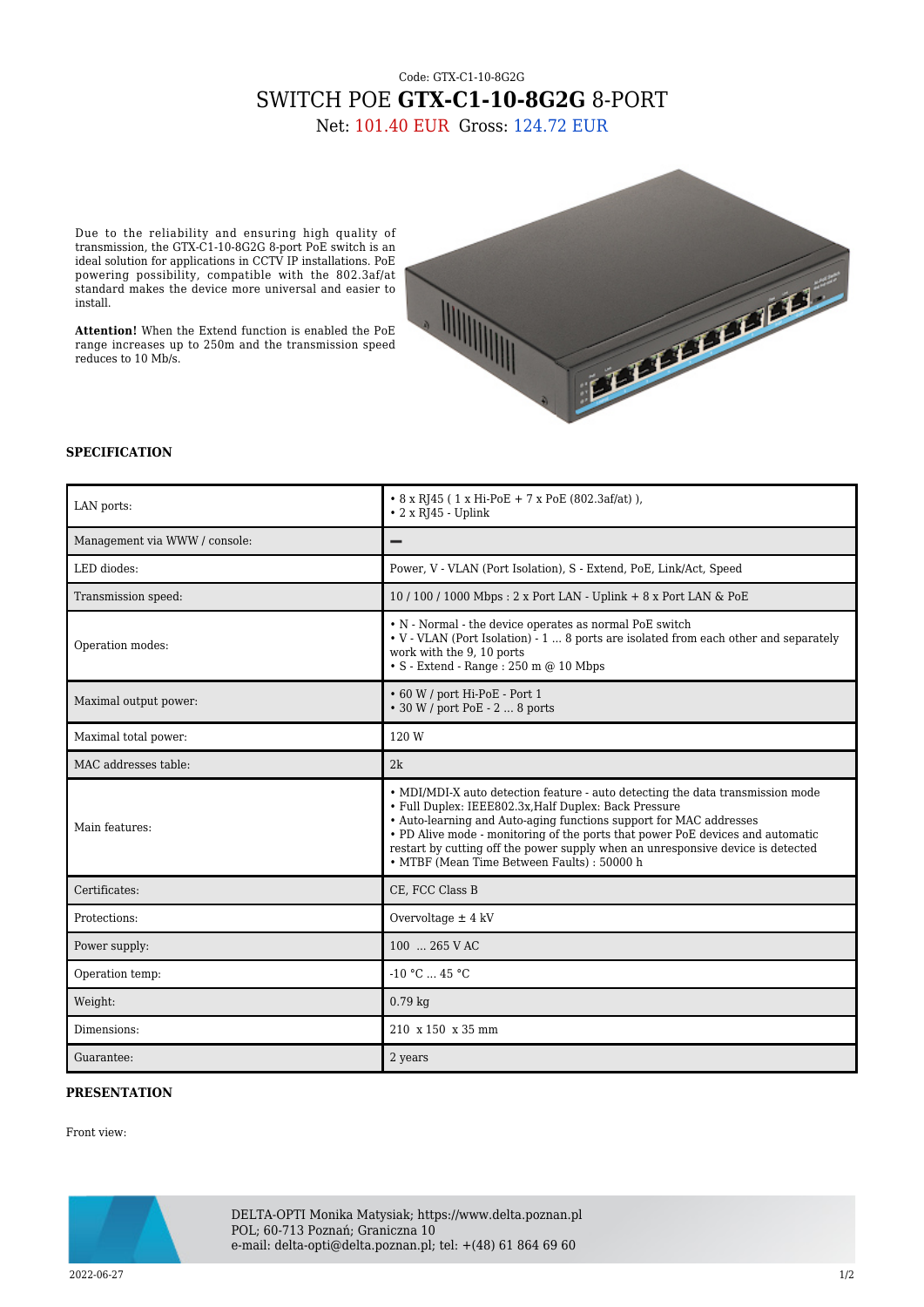Code: GTX-C1-10-8G2G

# SWITCH POE **GTX-C1-10-8G2G** 8-PORT

Net: 101.40 EUR Gross: 124.72 EUR

Due to the reliability and ensuring high quality of transmission, the GTX-C1-10-8G2G 8-port PoE switch is an ideal solution for applications in CCTV IP installations. PoE powering possibility, compatible with the 802.3af/at standard makes the device more universal and easier to install.

**Attention!** When the Extend function is enabled the PoE range increases up to 250m and the transmission speed reduces to 10 Mb/s.

## SPECIFICATION

| | |
|---|---|
| LAN ports: | • 8 x RJ45 ( 1 x Hi-PoE + 7 x PoE (802.3af/at) ),<br>• 2 x RJ45 - Uplink |
| Management via WWW / console: | − |
| LED diodes: | Power, V - VLAN (Port Isolation), S - Extend, PoE, Link/Act, Speed |
| Transmission speed: | 10 / 100 / 1000 Mbps : 2 x Port LAN - Uplink + 8 x Port LAN & PoE |
| Operation modes: | • N - Normal - the device operates as normal PoE switch<br>• V - VLAN (Port Isolation) - 1 ... 8 ports are isolated from each other and separately work with the 9, 10 ports<br>• S - Extend - Range : 250 m @ 10 Mbps |
| Maximal output power: | • 60 W / port Hi-PoE - Port 1<br>• 30 W / port PoE - 2 ... 8 ports |
| Maximal total power: | 120 W |
| MAC addresses table: | 2k |
| Main features: | • MDI/MDI-X auto detection feature - auto detecting the data transmission mode<br>• Full Duplex: IEEE802.3x,Half Duplex: Back Pressure<br>• Auto-learning and Auto-aging functions support for MAC addresses<br>• PD Alive mode - monitoring of the ports that power PoE devices and automatic restart by cutting off the power supply when an unresponsive device is detected<br>• MTBF (Mean Time Between Faults) : 50000 h |
| Certificates: | CE, FCC Class B |
| Protections: | Overvoltage ± 4 kV |
| Power supply: | 100 ... 265 V AC |
| Operation temp: | -10 °C ... 45 °C |
| Weight: | 0.79 kg |
| Dimensions: | 210 x 150 x 35 mm |
| Guarantee: | 2 years |

## PRESENTATION

Front view:

DELTA-OPTI Monika Matysiak; https://www.delta.poznan.pl
POL; 60-713 Poznań; Graniczna 10
e-mail: delta-opti@delta.poznan.pl; tel: +(48) 61 864 69 60

2022-06-27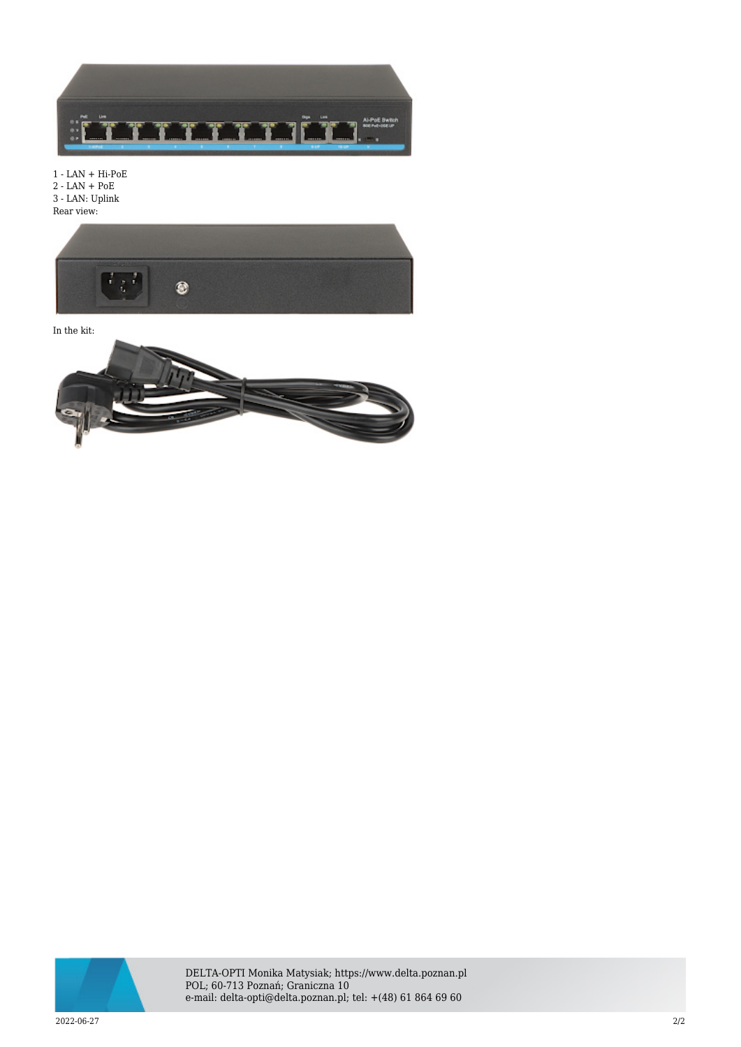1 - LAN + Hi-PoE
2 - LAN + PoE
3 - LAN: Uplink
Rear view:

In the kit:

DELTA-OPTI Monika Matysiak; https://www.delta.poznan.pl
POL; 60-713 Poznań; Graniczna 10
e-mail: delta-opti@delta.poznan.pl; tel: +(48) 61 864 69 60